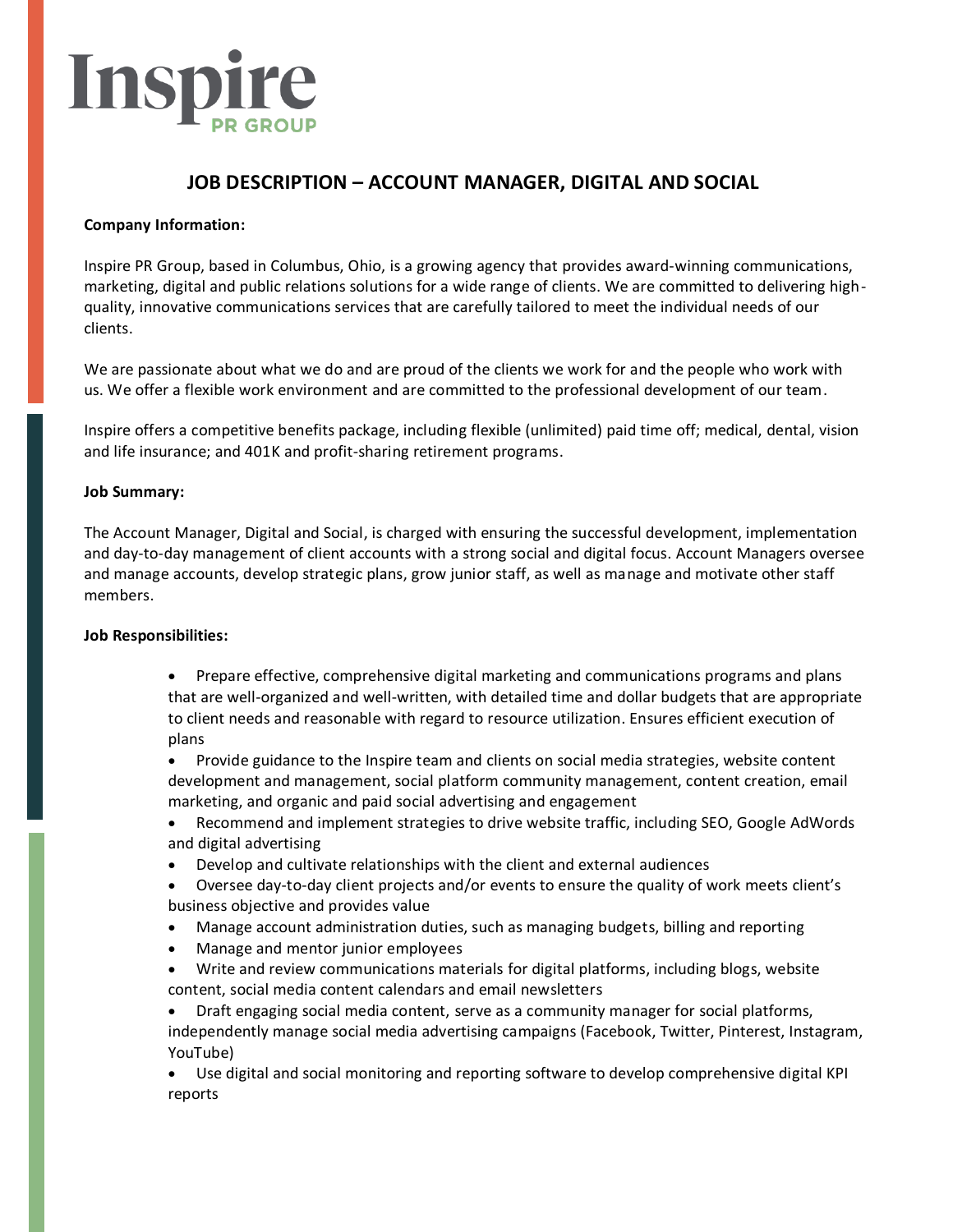# Inspire

PR GROUP

## JOB DESCRIPTION – ACCOUNT MANAGER, DIGITAL AND SOCIAL

**Company Information:**

Inspire PR Group, based in Columbus, Ohio, is a growing agency that provides award-winning communications, marketing, digital and public relations solutions for a wide range of clients. We are committed to delivering high-quality, innovative communications services that are carefully tailored to meet the individual needs of our clients.

We are passionate about what we do and are proud of the clients we work for and the people who work with us. We offer a flexible work environment and are committed to the professional development of our team.

Inspire offers a competitive benefits package, including flexible (unlimited) paid time off; medical, dental, vision and life insurance; and 401K and profit-sharing retirement programs.

**Job Summary:**

The Account Manager, Digital and Social, is charged with ensuring the successful development, implementation and day-to-day management of client accounts with a strong social and digital focus. Account Managers oversee and manage accounts, develop strategic plans, grow junior staff, as well as manage and motivate other staff members.

**Job Responsibilities:**

- Prepare effective, comprehensive digital marketing and communications programs and plans that are well-organized and well-written, with detailed time and dollar budgets that are appropriate to client needs and reasonable with regard to resource utilization. Ensures efficient execution of plans
- Provide guidance to the Inspire team and clients on social media strategies, website content development and management, social platform community management, content creation, email marketing, and organic and paid social advertising and engagement
- Recommend and implement strategies to drive website traffic, including SEO, Google AdWords and digital advertising
- Develop and cultivate relationships with the client and external audiences
- Oversee day-to-day client projects and/or events to ensure the quality of work meets client's business objective and provides value
- Manage account administration duties, such as managing budgets, billing and reporting
- Manage and mentor junior employees
- Write and review communications materials for digital platforms, including blogs, website content, social media content calendars and email newsletters
- Draft engaging social media content, serve as a community manager for social platforms, independently manage social media advertising campaigns (Facebook, Twitter, Pinterest, Instagram, YouTube)
- Use digital and social monitoring and reporting software to develop comprehensive digital KPI reports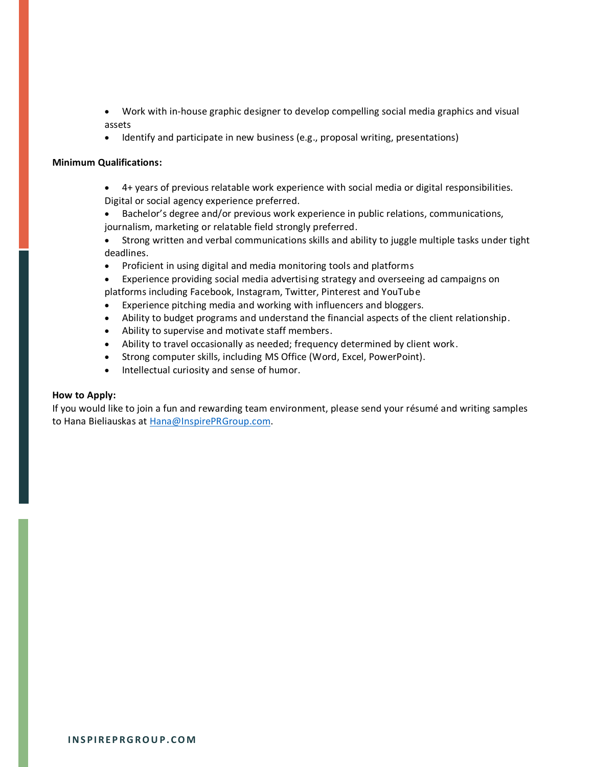- Work with in-house graphic designer to develop compelling social media graphics and visual assets
- Identify and participate in new business (e.g., proposal writing, presentations)

**Minimum Qualifications:**

- 4+ years of previous relatable work experience with social media or digital responsibilities. Digital or social agency experience preferred.
- Bachelor's degree and/or previous work experience in public relations, communications, journalism, marketing or relatable field strongly preferred.
- Strong written and verbal communications skills and ability to juggle multiple tasks under tight deadlines.
- Proficient in using digital and media monitoring tools and platforms
- Experience providing social media advertising strategy and overseeing ad campaigns on platforms including Facebook, Instagram, Twitter, Pinterest and YouTube
- Experience pitching media and working with influencers and bloggers.
- Ability to budget programs and understand the financial aspects of the client relationship.
- Ability to supervise and motivate staff members.
- Ability to travel occasionally as needed; frequency determined by client work.
- Strong computer skills, including MS Office (Word, Excel, PowerPoint).
- Intellectual curiosity and sense of humor.

**How to Apply:**

If you would like to join a fun and rewarding team environment, please send your résumé and writing samples to Hana Bieliauskas at Hana@InspirePRGroup.com.